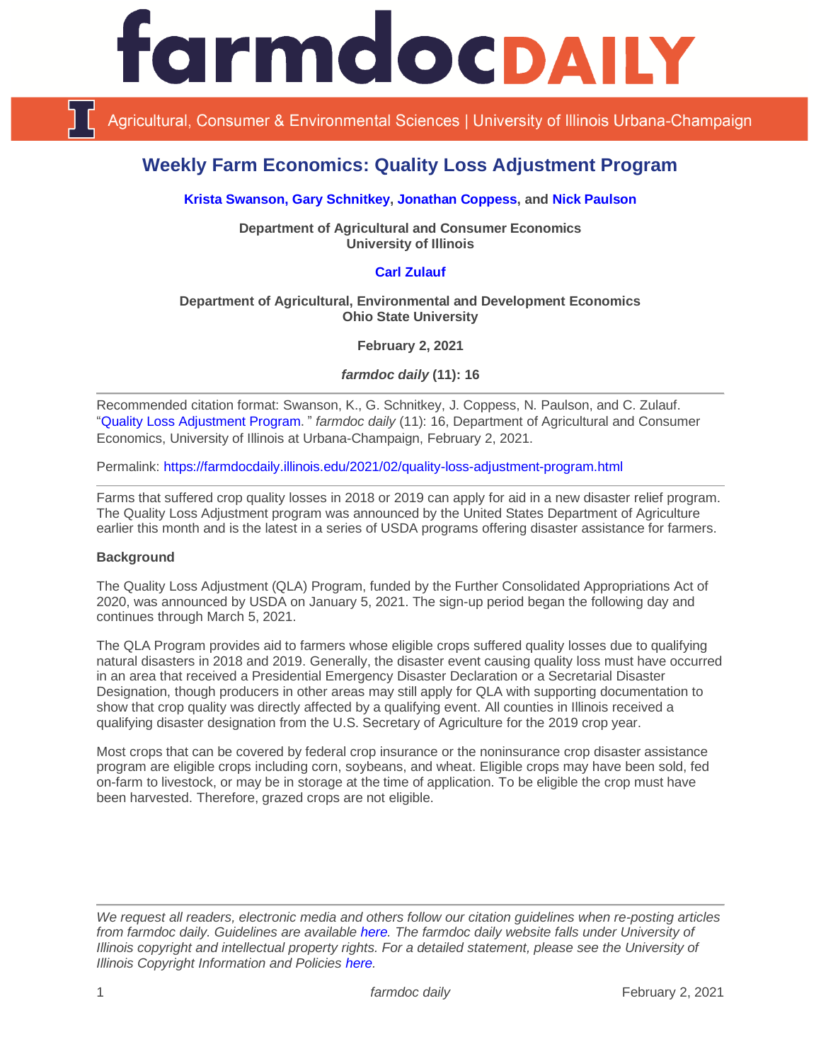# Weekly Farm Economics: Quality Loss Adjustment Program

**Krista Swanson, Gary Schnitkey, Jonathan Coppess, and Nick Paulson**

**Department of Agricultural and Consumer Economics**
**University of Illinois**

**Carl Zulauf**

**Department of Agricultural, Environmental and Development Economics**
**Ohio State University**

**February 2, 2021**

***farmdoc daily* (11): 16**

---

Recommended citation format: Swanson, K., G. Schnitkey, J. Coppess, N. Paulson, and C. Zulauf. "Quality Loss Adjustment Program." *farmdoc daily* (11): 16, Department of Agricultural and Consumer Economics, University of Illinois at Urbana-Champaign, February 2, 2021.

Permalink: https://farmdocdaily.illinois.edu/2021/02/quality-loss-adjustment-program.html

---

Farms that suffered crop quality losses in 2018 or 2019 can apply for aid in a new disaster relief program. The Quality Loss Adjustment program was announced by the United States Department of Agriculture earlier this month and is the latest in a series of USDA programs offering disaster assistance for farmers.

**Background**

The Quality Loss Adjustment (QLA) Program, funded by the Further Consolidated Appropriations Act of 2020, was announced by USDA on January 5, 2021. The sign-up period began the following day and continues through March 5, 2021.

The QLA Program provides aid to farmers whose eligible crops suffered quality losses due to qualifying natural disasters in 2018 and 2019. Generally, the disaster event causing quality loss must have occurred in an area that received a Presidential Emergency Disaster Declaration or a Secretarial Disaster Designation, though producers in other areas may still apply for QLA with supporting documentation to show that crop quality was directly affected by a qualifying event. All counties in Illinois received a qualifying disaster designation from the U.S. Secretary of Agriculture for the 2019 crop year.

Most crops that can be covered by federal crop insurance or the noninsurance crop disaster assistance program are eligible crops including corn, soybeans, and wheat. Eligible crops may have been sold, fed on-farm to livestock, or may be in storage at the time of application. To be eligible the crop must have been harvested. Therefore, grazed crops are not eligible.

---

*We request all readers, electronic media and others follow our citation guidelines when re-posting articles from farmdoc daily. Guidelines are available here. The farmdoc daily website falls under University of Illinois copyright and intellectual property rights. For a detailed statement, please see the University of Illinois Copyright Information and Policies here.*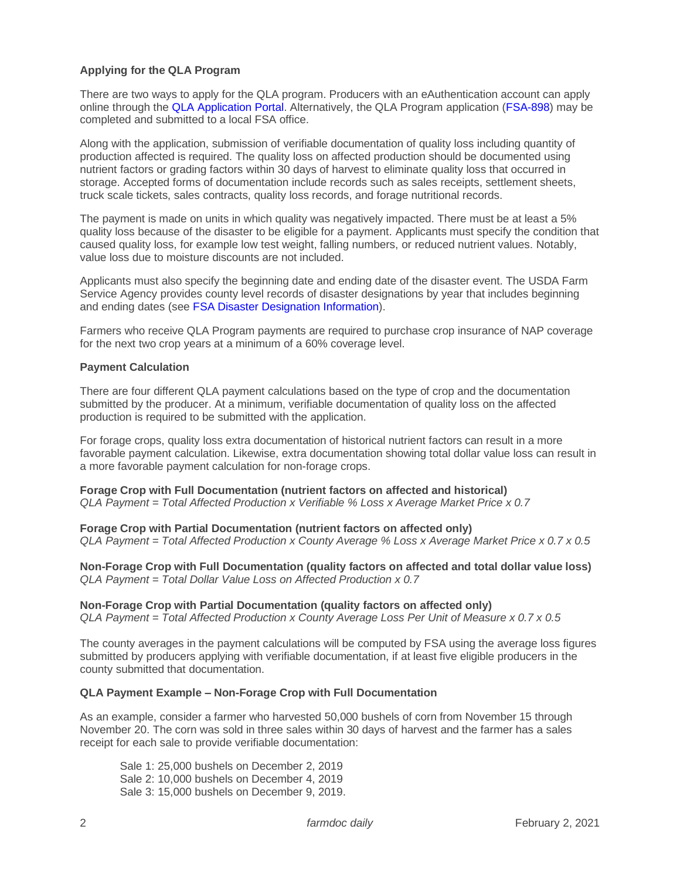**Applying for the QLA Program**

There are two ways to apply for the QLA program. Producers with an eAuthentication account can apply online through the QLA Application Portal. Alternatively, the QLA Program application (FSA-898) may be completed and submitted to a local FSA office.

Along with the application, submission of verifiable documentation of quality loss including quantity of production affected is required. The quality loss on affected production should be documented using nutrient factors or grading factors within 30 days of harvest to eliminate quality loss that occurred in storage. Accepted forms of documentation include records such as sales receipts, settlement sheets, truck scale tickets, sales contracts, quality loss records, and forage nutritional records.

The payment is made on units in which quality was negatively impacted. There must be at least a 5% quality loss because of the disaster to be eligible for a payment. Applicants must specify the condition that caused quality loss, for example low test weight, falling numbers, or reduced nutrient values. Notably, value loss due to moisture discounts are not included.

Applicants must also specify the beginning date and ending date of the disaster event. The USDA Farm Service Agency provides county level records of disaster designations by year that includes beginning and ending dates (see FSA Disaster Designation Information).

Farmers who receive QLA Program payments are required to purchase crop insurance of NAP coverage for the next two crop years at a minimum of a 60% coverage level.

**Payment Calculation**

There are four different QLA payment calculations based on the type of crop and the documentation submitted by the producer. At a minimum, verifiable documentation of quality loss on the affected production is required to be submitted with the application.

For forage crops, quality loss extra documentation of historical nutrient factors can result in a more favorable payment calculation. Likewise, extra documentation showing total dollar value loss can result in a more favorable payment calculation for non-forage crops.

**Forage Crop with Full Documentation (nutrient factors on affected and historical)**
*QLA Payment = Total Affected Production x Verifiable % Loss x Average Market Price x 0.7*

**Forage Crop with Partial Documentation (nutrient factors on affected only)**
*QLA Payment = Total Affected Production x County Average % Loss x Average Market Price x 0.7 x 0.5*

**Non-Forage Crop with Full Documentation (quality factors on affected and total dollar value loss)**
*QLA Payment = Total Dollar Value Loss on Affected Production x 0.7*

**Non-Forage Crop with Partial Documentation (quality factors on affected only)**
*QLA Payment = Total Affected Production x County Average Loss Per Unit of Measure x 0.7 x 0.5*

The county averages in the payment calculations will be computed by FSA using the average loss figures submitted by producers applying with verifiable documentation, if at least five eligible producers in the county submitted that documentation.

**QLA Payment Example – Non-Forage Crop with Full Documentation**

As an example, consider a farmer who harvested 50,000 bushels of corn from November 15 through November 20. The corn was sold in three sales within 30 days of harvest and the farmer has a sales receipt for each sale to provide verifiable documentation:

Sale 1: 25,000 bushels on December 2, 2019
Sale 2: 10,000 bushels on December 4, 2019
Sale 3: 15,000 bushels on December 9, 2019.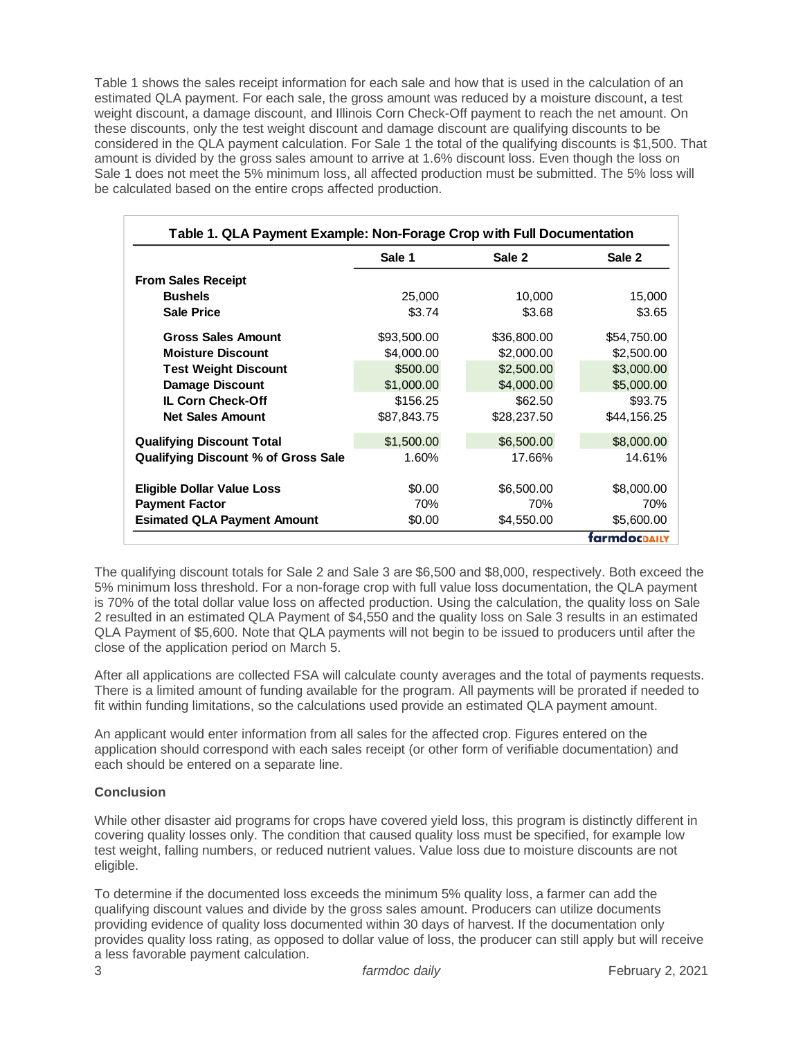Table 1 shows the sales receipt information for each sale and how that is used in the calculation of an estimated QLA payment. For each sale, the gross amount was reduced by a moisture discount, a test weight discount, a damage discount, and Illinois Corn Check-Off payment to reach the net amount. On these discounts, only the test weight discount and damage discount are qualifying discounts to be considered in the QLA payment calculation. For Sale 1 the total of the qualifying discounts is $1,500. That amount is divided by the gross sales amount to arrive at 1.6% discount loss. Even though the loss on Sale 1 does not meet the 5% minimum loss, all affected production must be submitted. The 5% loss will be calculated based on the entire crops affected production.

**Table 1. QLA Payment Example: Non-Forage Crop with Full Documentation**

| | Sale 1 | Sale 2 | Sale 2 |
|---|---|---|---|
| **From Sales Receipt** | | | |
| **Bushels** | 25,000 | 10,000 | 15,000 |
| **Sale Price** | $3.74 | $3.68 | $3.65 |
| **Gross Sales Amount** | $93,500.00 | $36,800.00 | $54,750.00 |
| **Moisture Discount** | $4,000.00 | $2,000.00 | $2,500.00 |
| **Test Weight Discount** | $500.00 | $2,500.00 | $3,000.00 |
| **Damage Discount** | $1,000.00 | $4,000.00 | $5,000.00 |
| **IL Corn Check-Off** | $156.25 | $62.50 | $93.75 |
| **Net Sales Amount** | $87,843.75 | $28,237.50 | $44,156.25 |
| **Qualifying Discount Total** | $1,500.00 | $6,500.00 | $8,000.00 |
| **Qualifying Discount % of Gross Sale** | 1.60% | 17.66% | 14.61% |
| **Eligible Dollar Value Loss** | $0.00 | $6,500.00 | $8,000.00 |
| **Payment Factor** | 70% | 70% | 70% |
| **Esimated QLA Payment Amount** | $0.00 | $4,550.00 | $5,600.00 |

farmdoc DAILY

The qualifying discount totals for Sale 2 and Sale 3 are $6,500 and $8,000, respectively. Both exceed the 5% minimum loss threshold. For a non-forage crop with full value loss documentation, the QLA payment is 70% of the total dollar value loss on affected production. Using the calculation, the quality loss on Sale 2 resulted in an estimated QLA Payment of $4,550 and the quality loss on Sale 3 results in an estimated QLA Payment of $5,600. Note that QLA payments will not begin to be issued to producers until after the close of the application period on March 5.

After all applications are collected FSA will calculate county averages and the total of payments requests. There is a limited amount of funding available for the program. All payments will be prorated if needed to fit within funding limitations, so the calculations used provide an estimated QLA payment amount.

An applicant would enter information from all sales for the affected crop. Figures entered on the application should correspond with each sales receipt (or other form of verifiable documentation) and each should be entered on a separate line.

### Conclusion

While other disaster aid programs for crops have covered yield loss, this program is distinctly different in covering quality losses only. The condition that caused quality loss must be specified, for example low test weight, falling numbers, or reduced nutrient values. Value loss due to moisture discounts are not eligible.

To determine if the documented loss exceeds the minimum 5% quality loss, a farmer can add the qualifying discount values and divide by the gross sales amount. Producers can utilize documents providing evidence of quality loss documented within 30 days of harvest. If the documentation only provides quality loss rating, as opposed to dollar value of loss, the producer can still apply but will receive a less favorable payment calculation.